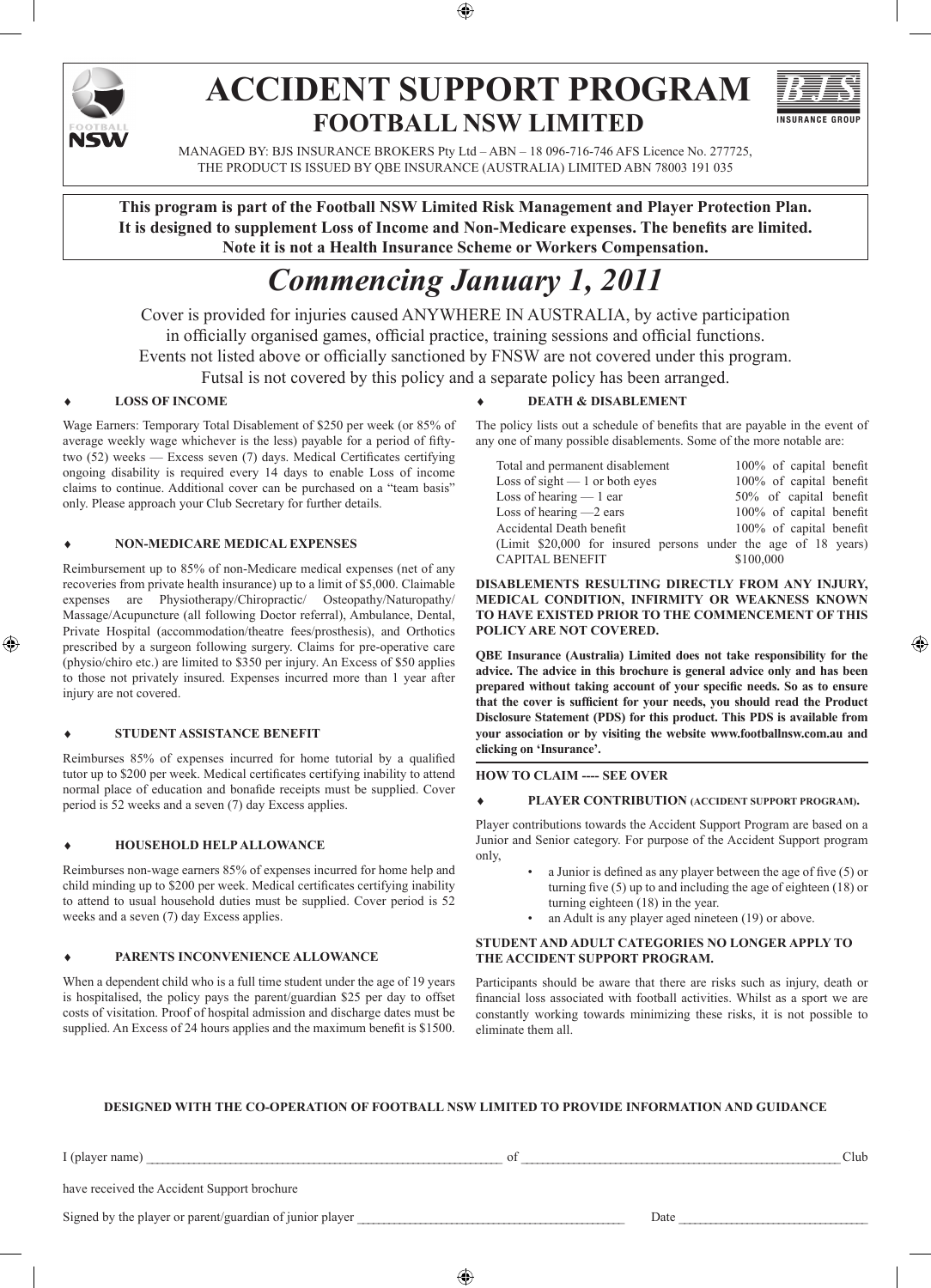# ACCIDENT SUPPORT PROGRAM

## FOOTBALL NSW LIMITED

MANAGED BY: BJS INSURANCE BROKERS Pty Ltd – ABN – 18 096-716-746 AFS Licence No. 277725,
THE PRODUCT IS ISSUED BY QBE INSURANCE (AUSTRALIA) LIMITED ABN 78003 191 035

**This program is part of the Football NSW Limited Risk Management and Player Protection Plan. It is designed to supplement Loss of Income and Non-Medicare expenses. The benefits are limited. Note it is not a Health Insurance Scheme or Workers Compensation.**

# *Commencing January 1, 2011*

Cover is provided for injuries caused ANYWHERE IN AUSTRALIA, by active participation in officially organised games, official practice, training sessions and official functions. Events not listed above or officially sanctioned by FNSW are not covered under this program. Futsal is not covered by this policy and a separate policy has been arranged.

### ♦ LOSS OF INCOME

Wage Earners: Temporary Total Disablement of $250 per week (or 85% of average weekly wage whichever is the less) payable for a period of fifty-two (52) weeks — Excess seven (7) days. Medical Certificates certifying ongoing disability is required every 14 days to enable Loss of income claims to continue. Additional cover can be purchased on a "team basis" only. Please approach your Club Secretary for further details.

### ♦ NON-MEDICARE MEDICAL EXPENSES

Reimbursement up to 85% of non-Medicare medical expenses (net of any recoveries from private health insurance) up to a limit of $5,000. Claimable expenses are Physiotherapy/Chiropractic/ Osteopathy/Naturopathy/ Massage/Acupuncture (all following Doctor referral), Ambulance, Dental, Private Hospital (accommodation/theatre fees/prosthesis), and Orthotics prescribed by a surgeon following surgery. Claims for pre-operative care (physio/chiro etc.) are limited to $350 per injury. An Excess of $50 applies to those not privately insured. Expenses incurred more than 1 year after injury are not covered.

### ♦ STUDENT ASSISTANCE BENEFIT

Reimburses 85% of expenses incurred for home tutorial by a qualified tutor up to $200 per week. Medical certificates certifying inability to attend normal place of education and bonafide receipts must be supplied. Cover period is 52 weeks and a seven (7) day Excess applies.

### ♦ HOUSEHOLD HELP ALLOWANCE

Reimburses non-wage earners 85% of expenses incurred for home help and child minding up to $200 per week. Medical certificates certifying inability to attend to usual household duties must be supplied. Cover period is 52 weeks and a seven (7) day Excess applies.

### ♦ PARENTS INCONVENIENCE ALLOWANCE

When a dependent child who is a full time student under the age of 19 years is hospitalised, the policy pays the parent/guardian $25 per day to offset costs of visitation. Proof of hospital admission and discharge dates must be supplied. An Excess of 24 hours applies and the maximum benefit is $1500.

### ♦ DEATH & DISABLEMENT

The policy lists out a schedule of benefits that are payable in the event of any one of many possible disablements. Some of the more notable are:

| | |
|---|---|
| Total and permanent disablement | 100% of capital benefit |
| Loss of sight — 1 or both eyes | 100% of capital benefit |
| Loss of hearing — 1 ear | 50% of capital benefit |
| Loss of hearing —2 ears | 100% of capital benefit |
| Accidental Death benefit | 100% of capital benefit |
| (Limit $20,000 for insured persons under the age of 18 years) | |
| CAPITAL BENEFIT | $100,000 |

**DISABLEMENTS RESULTING DIRECTLY FROM ANY INJURY, MEDICAL CONDITION, INFIRMITY OR WEAKNESS KNOWN TO HAVE EXISTED PRIOR TO THE COMMENCEMENT OF THIS POLICY ARE NOT COVERED.**

**QBE Insurance (Australia) Limited does not take responsibility for the advice. The advice in this brochure is general advice only and has been prepared without taking account of your specific needs. So as to ensure that the cover is sufficient for your needs, you should read the Product Disclosure Statement (PDS) for this product. This PDS is available from your association or by visiting the website www.footballnsw.com.au and clicking on 'Insurance'.**

**HOW TO CLAIM ---- SEE OVER**

### ♦ PLAYER CONTRIBUTION (ACCIDENT SUPPORT PROGRAM).

Player contributions towards the Accident Support Program are based on a Junior and Senior category. For purpose of the Accident Support program only,

- a Junior is defined as any player between the age of five (5) or turning five (5) up to and including the age of eighteen (18) or turning eighteen (18) in the year.
- an Adult is any player aged nineteen (19) or above.

**STUDENT AND ADULT CATEGORIES NO LONGER APPLY TO THE ACCIDENT SUPPORT PROGRAM.**

Participants should be aware that there are risks such as injury, death or financial loss associated with football activities. Whilst as a sport we are constantly working towards minimizing these risks, it is not possible to eliminate them all.

**DESIGNED WITH THE CO-OPERATION OF FOOTBALL NSW LIMITED TO PROVIDE INFORMATION AND GUIDANCE**

I (player name) ____________________________________________ of ____________________________________________ Club

have received the Accident Support brochure

Signed by the player or parent/guardian of junior player ____________________________________ Date ________________________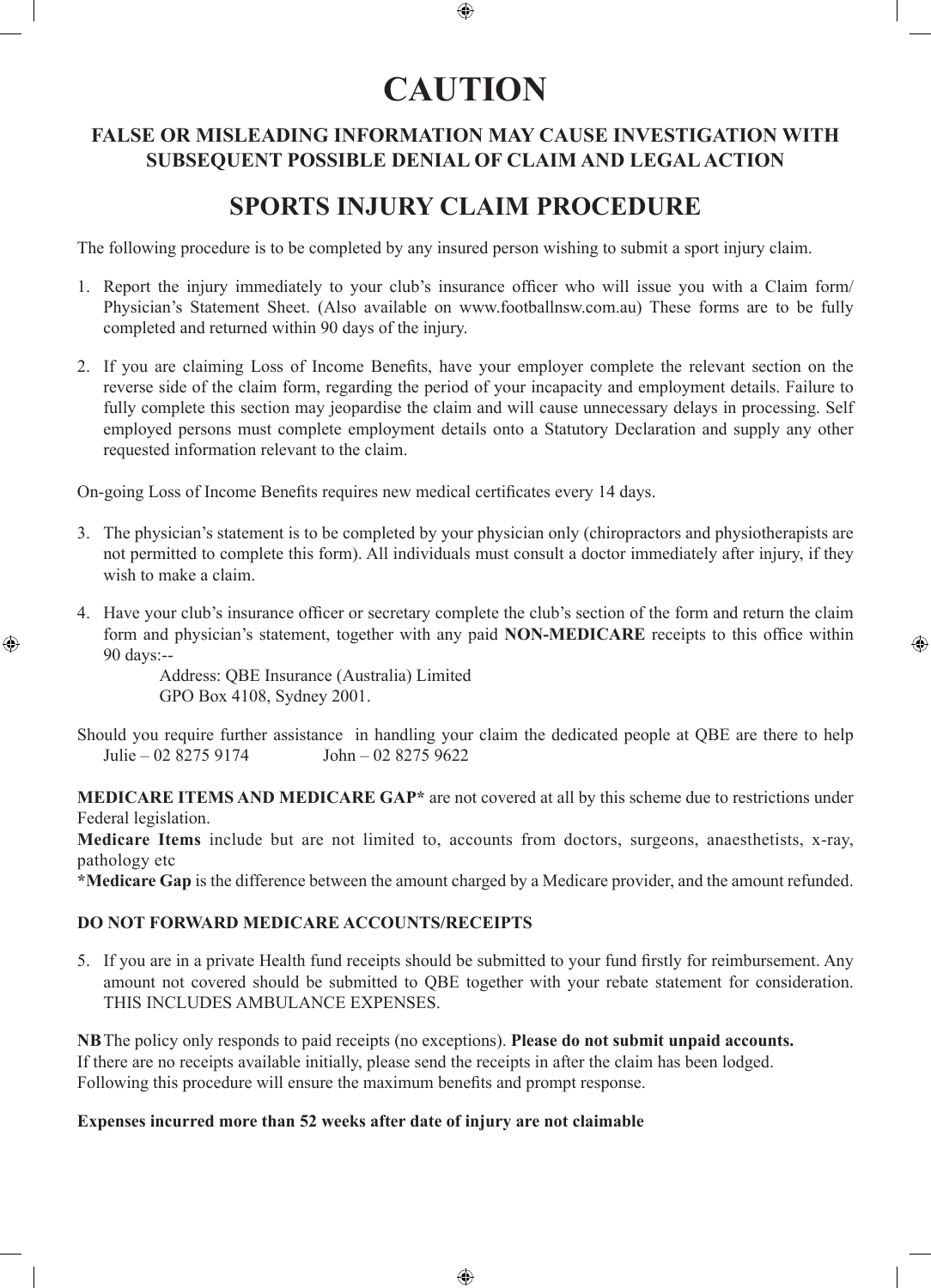# CAUTION

### FALSE OR MISLEADING INFORMATION MAY CAUSE INVESTIGATION WITH SUBSEQUENT POSSIBLE DENIAL OF CLAIM AND LEGAL ACTION

## SPORTS INJURY CLAIM PROCEDURE

The following procedure is to be completed by any insured person wishing to submit a sport injury claim.

1. Report the injury immediately to your club's insurance officer who will issue you with a Claim form/ Physician's Statement Sheet. (Also available on www.footballnsw.com.au) These forms are to be fully completed and returned within 90 days of the injury.

2. If you are claiming Loss of Income Benefits, have your employer complete the relevant section on the reverse side of the claim form, regarding the period of your incapacity and employment details. Failure to fully complete this section may jeopardise the claim and will cause unnecessary delays in processing. Self employed persons must complete employment details onto a Statutory Declaration and supply any other requested information relevant to the claim.

On-going Loss of Income Benefits requires new medical certificates every 14 days.

3. The physician's statement is to be completed by your physician only (chiropractors and physiotherapists are not permitted to complete this form). All individuals must consult a doctor immediately after injury, if they wish to make a claim.

4. Have your club's insurance officer or secretary complete the club's section of the form and return the claim form and physician's statement, together with any paid **NON-MEDICARE** receipts to this office within 90 days:--

   Address: QBE Insurance (Australia) Limited
   GPO Box 4108, Sydney 2001.

Should you require further assistance in handling your claim the dedicated people at QBE are there to help
Julie – 02 8275 9174 John – 02 8275 9622

**MEDICARE ITEMS AND MEDICARE GAP*** are not covered at all by this scheme due to restrictions under Federal legislation.
**Medicare Items** include but are not limited to, accounts from doctors, surgeons, anaesthetists, x-ray, pathology etc
***Medicare Gap** is the difference between the amount charged by a Medicare provider, and the amount refunded.

**DO NOT FORWARD MEDICARE ACCOUNTS/RECEIPTS**

5. If you are in a private Health fund receipts should be submitted to your fund firstly for reimbursement. Any amount not covered should be submitted to QBE together with your rebate statement for consideration. THIS INCLUDES AMBULANCE EXPENSES.

**NB** The policy only responds to paid receipts (no exceptions). **Please do not submit unpaid accounts.**
If there are no receipts available initially, please send the receipts in after the claim has been lodged.
Following this procedure will ensure the maximum benefits and prompt response.

**Expenses incurred more than 52 weeks after date of injury are not claimable**